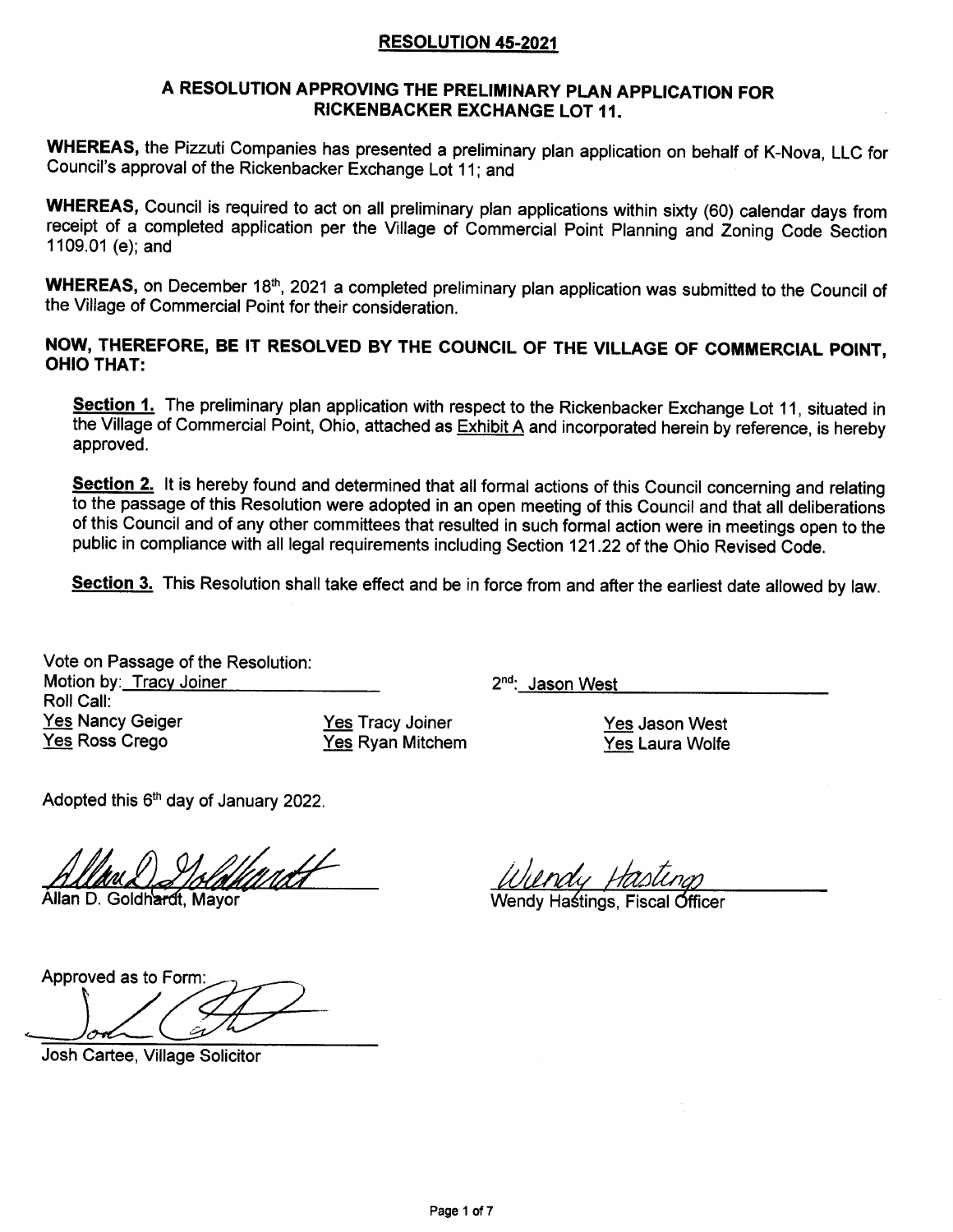# RESOLUTION 45-2021

## A RESOLUTION APPROVING THE PRELIMINARY PLAN APPLICATION FOR RICKENBACKER EXCHANGE LOT 11.

**WHEREAS,** the Pizzuti Companies has presented a preliminary plan application on behalf of K-Nova, LLC for Council's approval of the Rickenbacker Exchange Lot 11; and

**WHEREAS,** Council is required to act on all preliminary plan applications within sixty (60) calendar days from receipt of a completed application per the Village of Commercial Point Planning and Zoning Code Section 1109.01 (e); and

**WHEREAS,** on December 18th, 2021 a completed preliminary plan application was submitted to the Council of the Village of Commercial Point for their consideration.

**NOW, THEREFORE, BE IT RESOLVED BY THE COUNCIL OF THE VILLAGE OF COMMERCIAL POINT, OHIO THAT:**

**Section 1.** The preliminary plan application with respect to the Rickenbacker Exchange Lot 11, situated in the Village of Commercial Point, Ohio, attached as Exhibit A and incorporated herein by reference, is hereby approved.

**Section 2.** It is hereby found and determined that all formal actions of this Council concerning and relating to the passage of this Resolution were adopted in an open meeting of this Council and that all deliberations of this Council and of any other committees that resulted in such formal action were in meetings open to the public in compliance with all legal requirements including Section 121.22 of the Ohio Revised Code.

**Section 3.** This Resolution shall take effect and be in force from and after the earliest date allowed by law.

Vote on Passage of the Resolution:
Motion by: Tracy Joiner 2nd: Jason West
Roll Call:
Yes Nancy Geiger Yes Tracy Joiner Yes Jason West
Yes Ross Crego Yes Ryan Mitchem Yes Laura Wolfe

Adopted this 6th day of January 2022.

Allan D. Goldhardt, Mayor

Wendy Hastings, Fiscal Officer

Approved as to Form:

Josh Cartee, Village Solicitor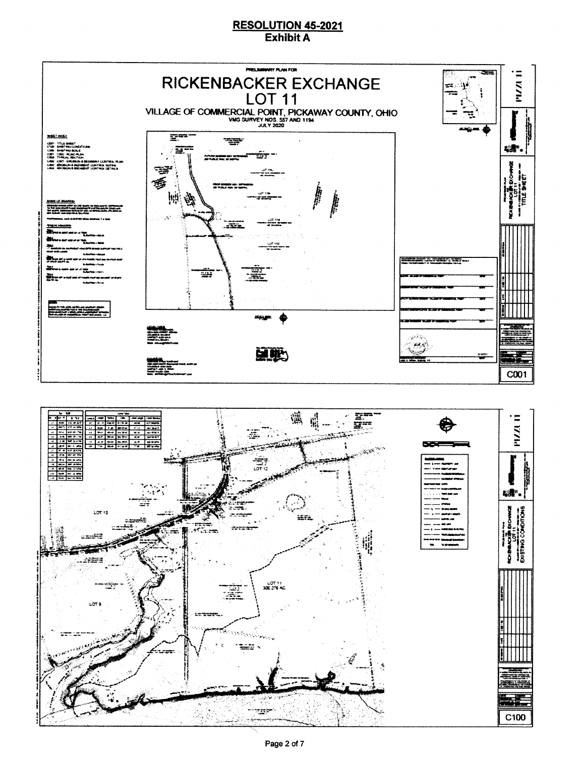**RESOLUTION 45-2021**
**Exhibit A**

PRELIMINARY PLAN FOR

# RICKENBACKER EXCHANGE LOT 11

VILLAGE OF COMMERCIAL POINT, PICKAWAY COUNTY, OHIO

VMS SURVEY NOS. 557 AND 1194

JULY 2020

C001

LOT 12

LOT 10

LOT 11

300.276 AC

LOT 9

RICKENBACKER EXCHANGE LOT 11 EXISTING CONDITIONS

C100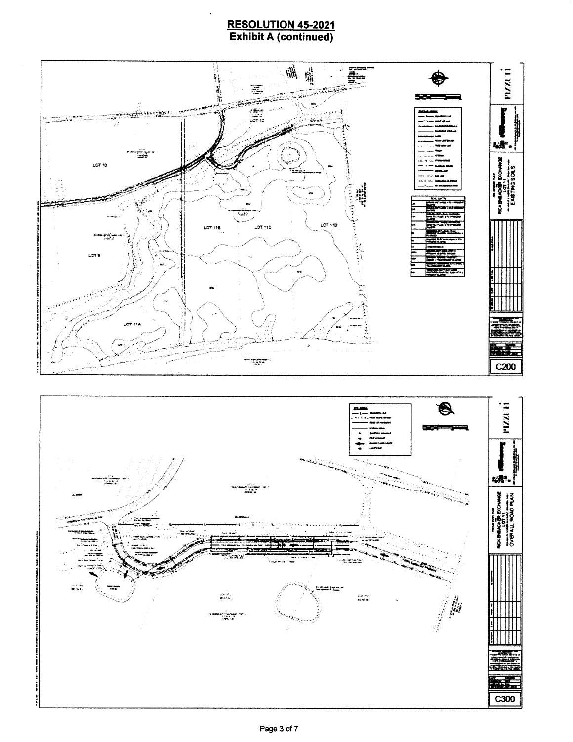## RESOLUTION 45-2021
### Exhibit A (continued)

LOT 12

LOT 10

LOT 11B

LOT 11C

LOT 11D

LOT 9

LOT 11A

SOIL DATA

PRELIMINARY PLAN
RICKENBACKER EXCHANGE
LOT 11
EXISTING SOILS

C200

PRELIMINARY PLAN
RICKENBACKER EXCHANGE
LOT 11
OVERALL ROAD PLAN

C300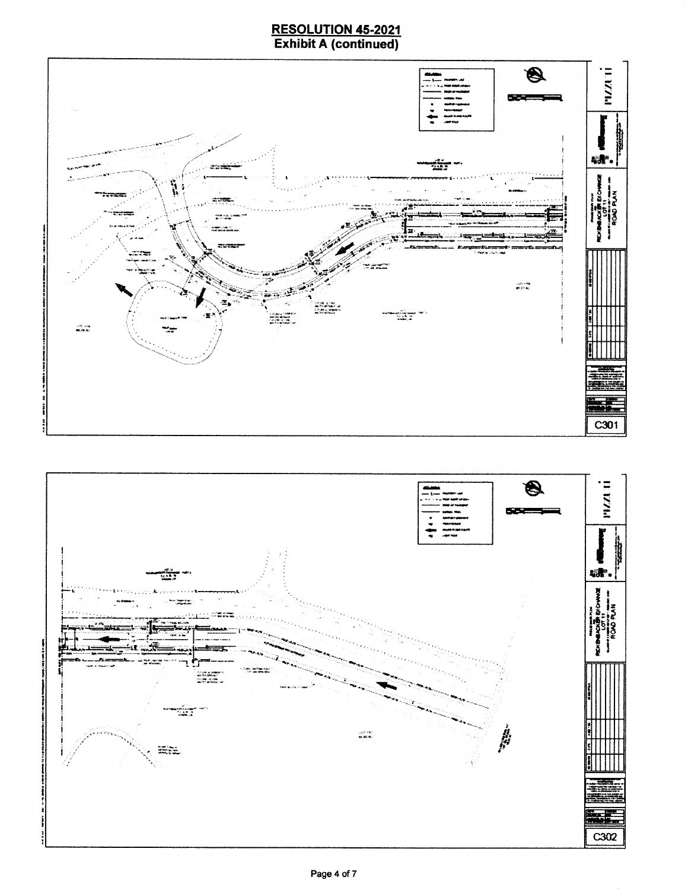# RESOLUTION 45-2021
## Exhibit A (continued)

PIZZUTI

PRELIMINARY PLAN
RICKENBACKER EXCHANGE
LOT 11
ROAD PLAN

C301

PIZZUTI

PRELIMINARY PLAN
RICKENBACKER EXCHANGE
LOT 11
ROAD PLAN

C302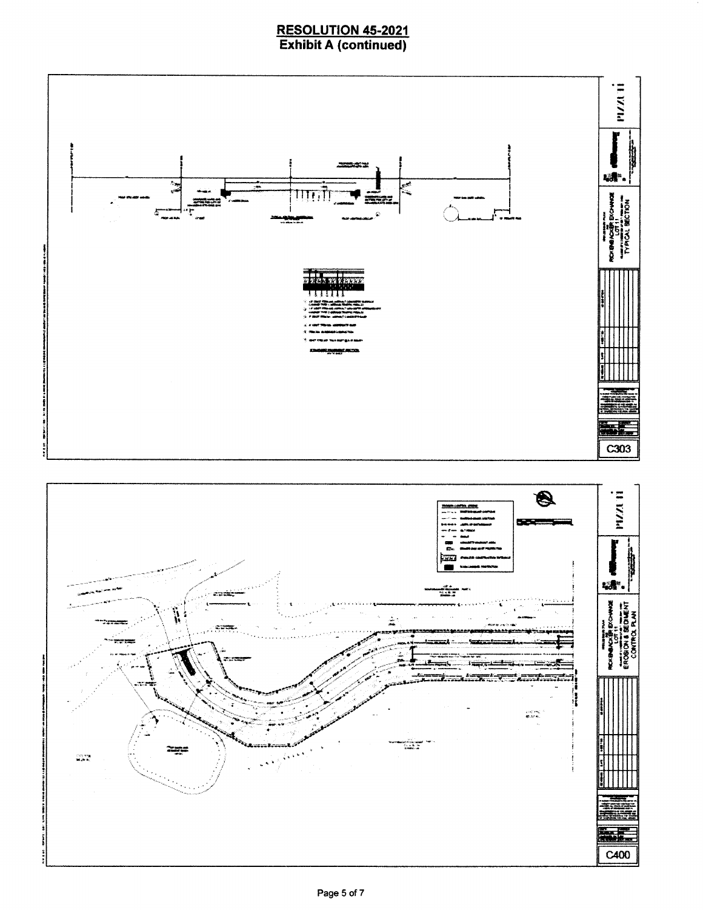# RESOLUTION 45-2021

## Exhibit A (continued)

PIZZUTI

PRELIMINARY PLAN
RICKENBACKER EXCHANGE
LOT 11
TYPICAL SECTION

C303

PIZZUTI

PRELIMINARY PLAN
RICKENBACKER EXCHANGE
LOT 11
EROSION & SEDIMENT
CONTROL PLAN

C400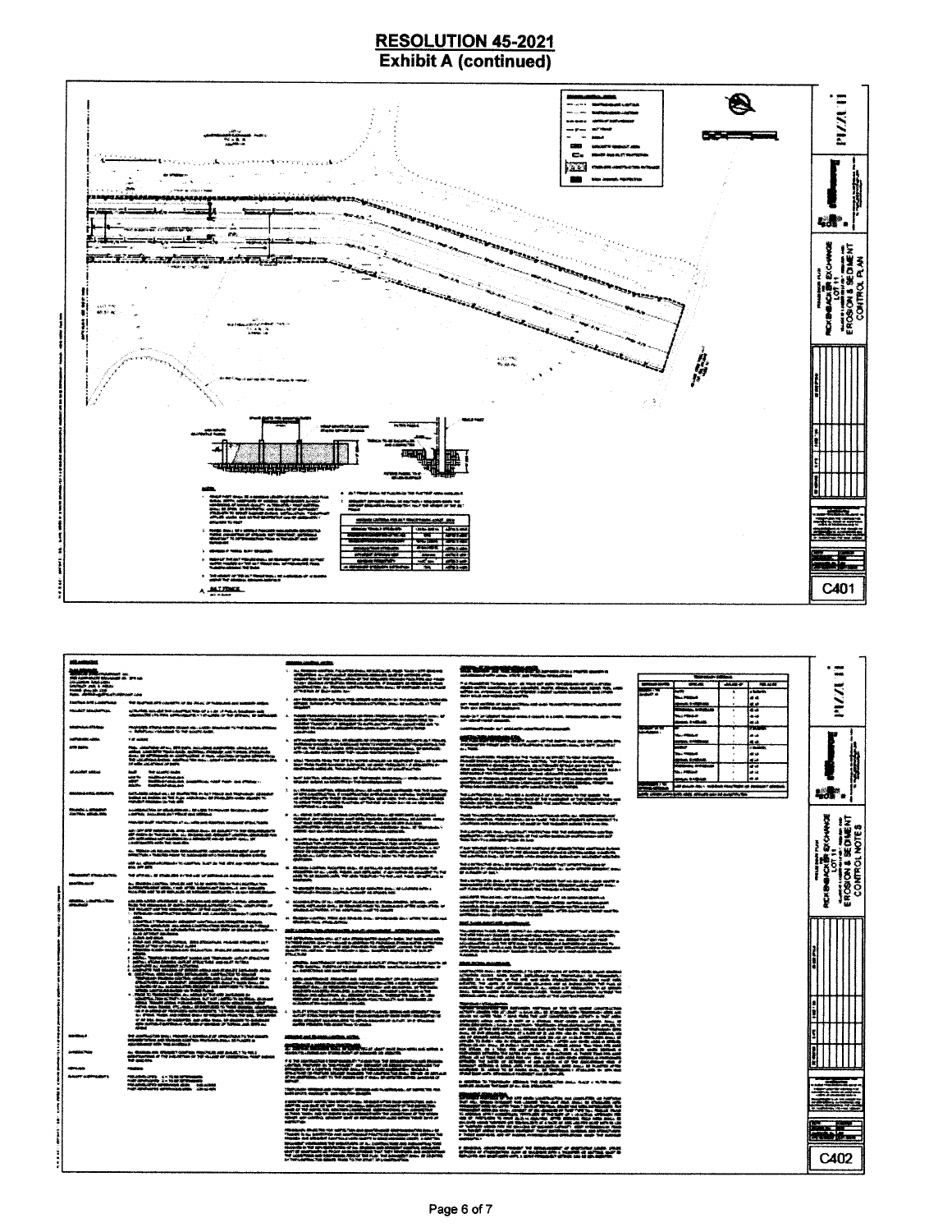# RESOLUTION 45-2021
## Exhibit A (continued)

RICKENBACKER EXCHANGE
LOT 11
EROSION & SEDIMENT CONTROL PLAN

C401

RICKENBACKER EXCHANGE
LOT 11
EROSION & SEDIMENT CONTROL NOTES

C402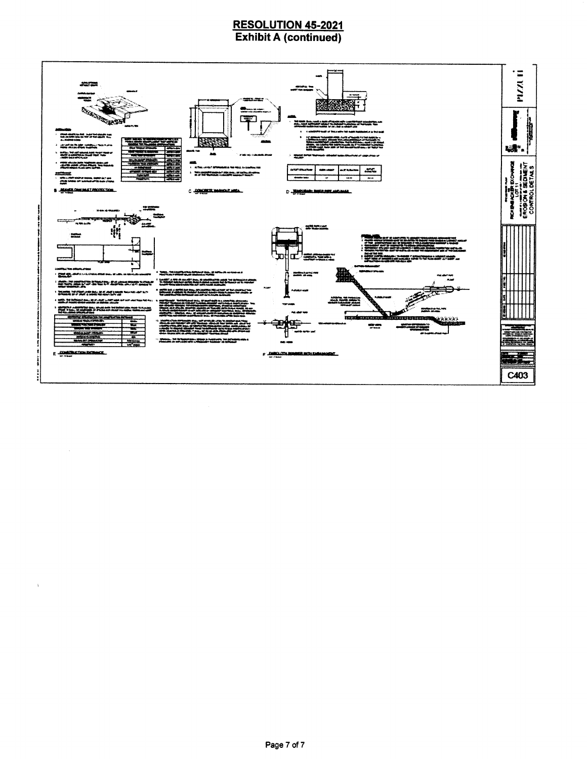# RESOLUTION 45-2021
## Exhibit A (continued)

B BEAVER DAM INLET PROTECTION

C CONCRETE WASHOUT AREA

D TEMPORARY RISER PIPE AND BASE

E CONSTRUCTION ENTRANCE

F FAIRCLOTH SKIMMER WITH EMBANKMENT

RICKENBACKER EXCHANGE
LOT 1
EROSION & SEDIMENT CONTROL DETAILS

C403